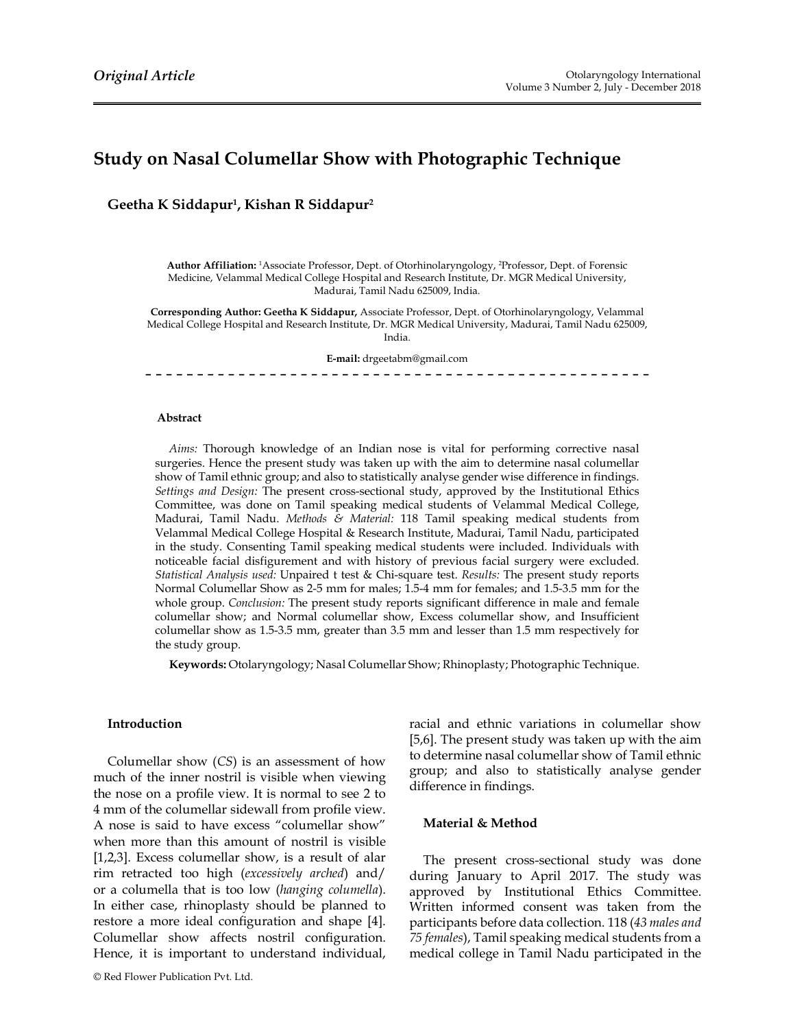*Original Article*

# Study on Nasal Columellar Show with Photographic Technique

**Geetha K Siddapur[1], Kishan R Siddapur[2]**

**Author Affiliation:** [1]Associate Professor, Dept. of Otorhinolaryngology, [2]Professor, Dept. of Forensic Medicine, Velammal Medical College Hospital and Research Institute, Dr. MGR Medical University, Madurai, Tamil Nadu 625009, India.

**Corresponding Author: Geetha K Siddapur,** Associate Professor, Dept. of Otorhinolaryngology, Velammal Medical College Hospital and Research Institute, Dr. MGR Medical University, Madurai, Tamil Nadu 625009, India.

**E-mail:** drgeetabm@gmail.com

### Abstract

*Aims:* Thorough knowledge of an Indian nose is vital for performing corrective nasal surgeries. Hence the present study was taken up with the aim to determine nasal columellar show of Tamil ethnic group; and also to statistically analyse gender wise difference in findings. *Settings and Design:* The present cross-sectional study, approved by the Institutional Ethics Committee, was done on Tamil speaking medical students of Velammal Medical College, Madurai, Tamil Nadu. *Methods & Material:* 118 Tamil speaking medical students from Velammal Medical College Hospital & Research Institute, Madurai, Tamil Nadu, participated in the study. Consenting Tamil speaking medical students were included. Individuals with noticeable facial disfigurement and with history of previous facial surgery were excluded. *Statistical Analysis used:* Unpaired t test & Chi-square test. *Results:* The present study reports Normal Columellar Show as 2-5 mm for males; 1.5-4 mm for females; and 1.5-3.5 mm for the whole group. *Conclusion:* The present study reports significant difference in male and female columellar show; and Normal columellar show, Excess columellar show, and Insufficient columellar show as 1.5-3.5 mm, greater than 3.5 mm and lesser than 1.5 mm respectively for the study group.

**Keywords:** Otolaryngology; Nasal Columellar Show; Rhinoplasty; Photographic Technique.

### Introduction

Columellar show (*CS*) is an assessment of how much of the inner nostril is visible when viewing the nose on a profile view. It is normal to see 2 to 4 mm of the columellar sidewall from profile view. A nose is said to have excess "columellar show" when more than this amount of nostril is visible [1,2,3]. Excess columellar show, is a result of alar rim retracted too high (*excessively arched*) and/ or a columella that is too low (*hanging columella*). In either case, rhinoplasty should be planned to restore a more ideal configuration and shape [4]. Columellar show affects nostril configuration. Hence, it is important to understand individual, racial and ethnic variations in columellar show [5,6]. The present study was taken up with the aim to determine nasal columellar show of Tamil ethnic group; and also to statistically analyse gender difference in findings.

### Material & Method

The present cross-sectional study was done during January to April 2017. The study was approved by Institutional Ethics Committee. Written informed consent was taken from the participants before data collection. 118 (*43 males and 75 females*), Tamil speaking medical students from a medical college in Tamil Nadu participated in the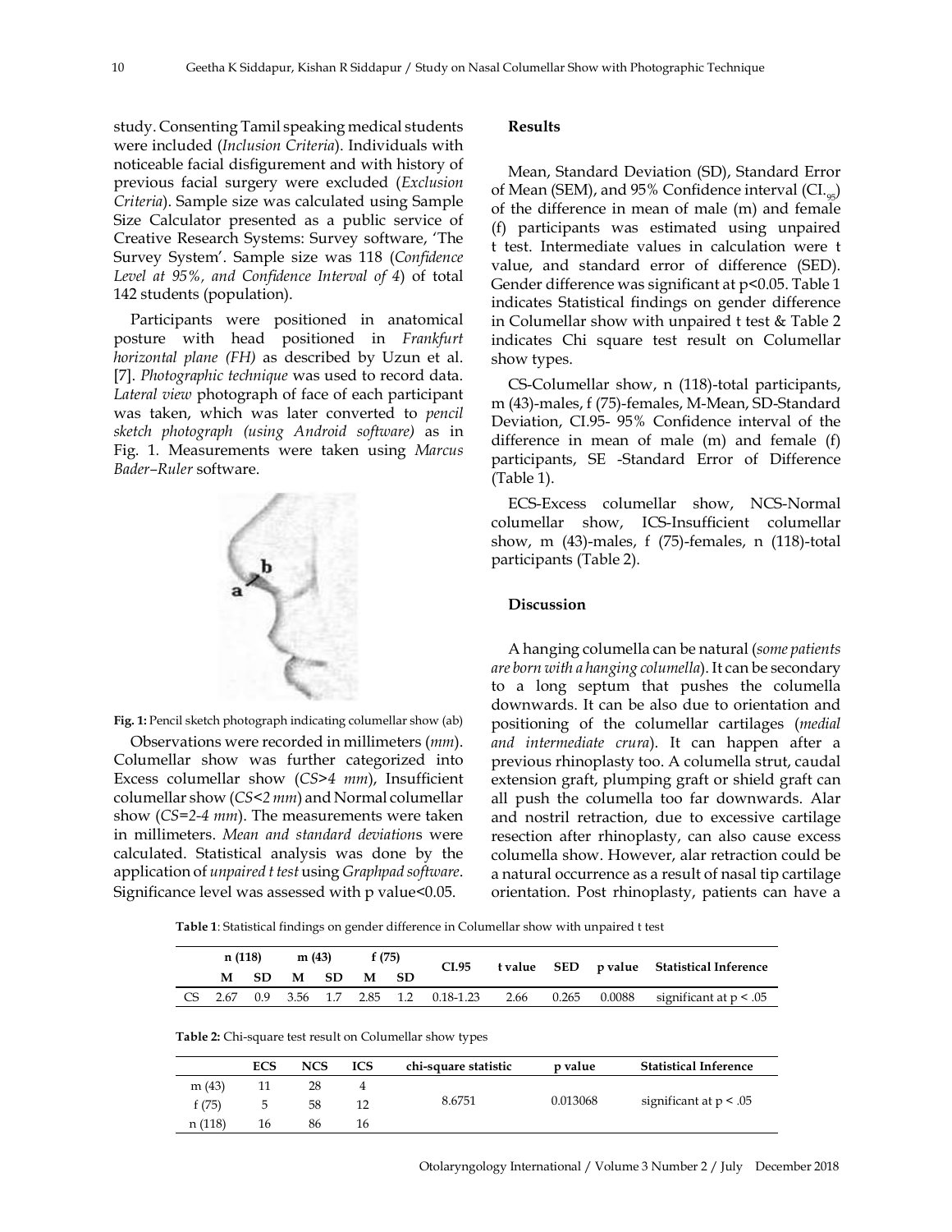study. Consenting Tamil speaking medical students were included (*Inclusion Criteria*). Individuals with noticeable facial disfigurement and with history of previous facial surgery were excluded (*Exclusion Criteria*). Sample size was calculated using Sample Size Calculator presented as a public service of Creative Research Systems: Survey software, 'The Survey System'. Sample size was 118 (*Confidence Level at 95%, and Confidence Interval of 4*) of total 142 students (population).

Participants were positioned in anatomical posture with head positioned in *Frankfurt horizontal plane (FH)* as described by Uzun et al. [7]. *Photographic technique* was used to record data. *Lateral view* photograph of face of each participant was taken, which was later converted to *pencil sketch photograph (using Android software)* as in Fig. 1. Measurements were taken using *Marcus Bader–Ruler* software.

**Fig. 1:** Pencil sketch photograph indicating columellar show (ab)

Observations were recorded in millimeters (*mm*). Columellar show was further categorized into Excess columellar show (*CS>4 mm*), Insufficient columellar show (*CS<2 mm*) and Normal columellar show (*CS=2-4 mm*). The measurements were taken in millimeters. *Mean and standard deviation*s were calculated. Statistical analysis was done by the application of *unpaired t test* using *Graphpad software*. Significance level was assessed with p value<0.05.

### Results

Mean, Standard Deviation (SD), Standard Error of Mean (SEM), and 95% Confidence interval ($CI_{95}$) of the difference in mean of male (m) and female (f) participants was estimated using unpaired t test. Intermediate values in calculation were t value, and standard error of difference (SED). Gender difference was significant at p<0.05. Table 1 indicates Statistical findings on gender difference in Columellar show with unpaired t test & Table 2 indicates Chi square test result on Columellar show types.

CS-Columellar show, n (118)-total participants, m (43)-males, f (75)-females, M-Mean, SD-Standard Deviation, CI.95- 95% Confidence interval of the difference in mean of male (m) and female (f) participants, SE -Standard Error of Difference (Table 1).

ECS-Excess columellar show, NCS-Normal columellar show, ICS-Insufficient columellar show, m (43)-males, f (75)-females, n (118)-total participants (Table 2).

### Discussion

A hanging columella can be natural (*some patients are born with a hanging columella*). It can be secondary to a long septum that pushes the columella downwards. It can be also due to orientation and positioning of the columellar cartilages (*medial and intermediate crura*). It can happen after a previous rhinoplasty too. A columella strut, caudal extension graft, plumping graft or shield graft can all push the columella too far downwards. Alar and nostril retraction, due to excessive cartilage resection after rhinoplasty, can also cause excess columella show. However, alar retraction could be a natural occurrence as a result of nasal tip cartilage orientation. Post rhinoplasty, patients can have a

**Table 1**: Statistical findings on gender difference in Columellar show with unpaired t test

| | n (118) | | m (43) | | f (75) | | CI.95 | t value | SED | p value | Statistical Inference |
|---|---|---|---|---|---|---|---|---|---|---|---|
| | M | SD | M | SD | M | SD | | | | | |
| CS | 2.67 | 0.9 | 3.56 | 1.7 | 2.85 | 1.2 | 0.18-1.23 | 2.66 | 0.265 | 0.0088 | significant at p < .05 |

**Table 2:** Chi-square test result on Columellar show types

| | ECS | NCS | ICS | chi-square statistic | p value | Statistical Inference |
|---|---|---|---|---|---|---|
| m (43) | 11 | 28 | 4 | 8.6751 | 0.013068 | significant at p < .05 |
| f (75) | 5 | 58 | 12 | | | |
| n (118) | 16 | 86 | 16 | | | |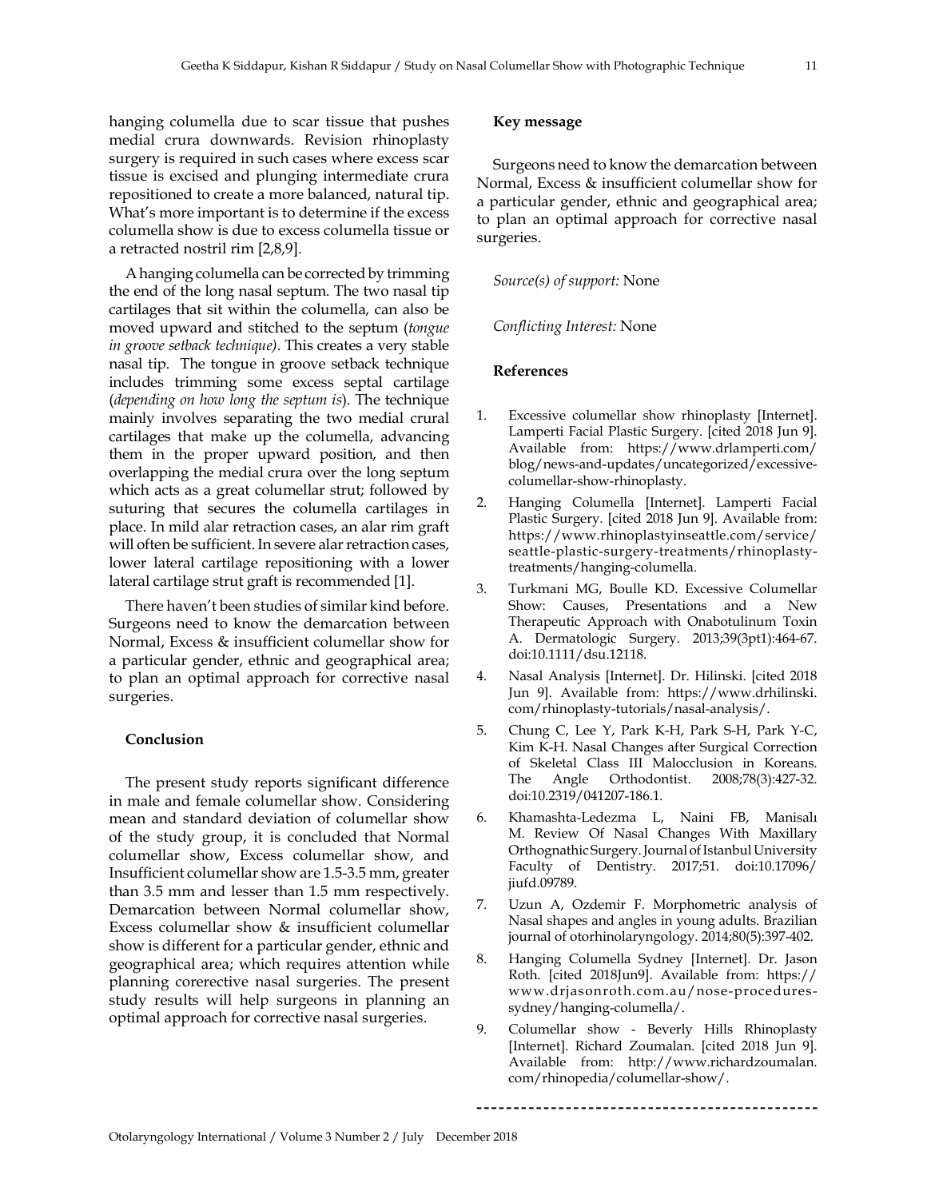hanging columella due to scar tissue that pushes medial crura downwards. Revision rhinoplasty surgery is required in such cases where excess scar tissue is excised and plunging intermediate crura repositioned to create a more balanced, natural tip. What's more important is to determine if the excess columella show is due to excess columella tissue or a retracted nostril rim [2,8,9].

A hanging columella can be corrected by trimming the end of the long nasal septum. The two nasal tip cartilages that sit within the columella, can also be moved upward and stitched to the septum (*tongue in groove setback technique)*. This creates a very stable nasal tip. The tongue in groove setback technique includes trimming some excess septal cartilage (*depending on how long the septum is*). The technique mainly involves separating the two medial crural cartilages that make up the columella, advancing them in the proper upward position, and then overlapping the medial crura over the long septum which acts as a great columellar strut; followed by suturing that secures the columella cartilages in place. In mild alar retraction cases, an alar rim graft will often be sufficient. In severe alar retraction cases, lower lateral cartilage repositioning with a lower lateral cartilage strut graft is recommended [1].

There haven't been studies of similar kind before. Surgeons need to know the demarcation between Normal, Excess & insufficient columellar show for a particular gender, ethnic and geographical area; to plan an optimal approach for corrective nasal surgeries.

### Conclusion

The present study reports significant difference in male and female columellar show. Considering mean and standard deviation of columellar show of the study group, it is concluded that Normal columellar show, Excess columellar show, and Insufficient columellar show are 1.5-3.5 mm, greater than 3.5 mm and lesser than 1.5 mm respectively. Demarcation between Normal columellar show, Excess columellar show & insufficient columellar show is different for a particular gender, ethnic and geographical area; which requires attention while planning corerective nasal surgeries. The present study results will help surgeons in planning an optimal approach for corrective nasal surgeries.

### Key message

Surgeons need to know the demarcation between Normal, Excess & insufficient columellar show for a particular gender, ethnic and geographical area; to plan an optimal approach for corrective nasal surgeries.

*Source(s) of support:* None

*Conflicting Interest:* None

### References

1. Excessive columellar show rhinoplasty [Internet]. Lamperti Facial Plastic Surgery. [cited 2018 Jun 9]. Available from: https://www.drlamperti.com/blog/news-and-updates/uncategorized/excessive-columellar-show-rhinoplasty.
2. Hanging Columella [Internet]. Lamperti Facial Plastic Surgery. [cited 2018 Jun 9]. Available from: https://www.rhinoplastyinseattle.com/service/seattle-plastic-surgery-treatments/rhinoplasty-treatments/hanging-columella.
3. Turkmani MG, Boulle KD. Excessive Columellar Show: Causes, Presentations and a New Therapeutic Approach with Onabotulinum Toxin A. Dermatologic Surgery. 2013;39(3pt1):464-67. doi:10.1111/dsu.12118.
4. Nasal Analysis [Internet]. Dr. Hilinski. [cited 2018 Jun 9]. Available from: https://www.drhilinski.com/rhinoplasty-tutorials/nasal-analysis/.
5. Chung C, Lee Y, Park K-H, Park S-H, Park Y-C, Kim K-H. Nasal Changes after Surgical Correction of Skeletal Class III Malocclusion in Koreans. The Angle Orthodontist. 2008;78(3):427-32. doi:10.2319/041207-186.1.
6. Khamashta-Ledezma L, Naini FB, Manisalı M. Review Of Nasal Changes With Maxillary Orthognathic Surgery. Journal of Istanbul University Faculty of Dentistry. 2017;51. doi:10.17096/jiufd.09789.
7. Uzun A, Ozdemir F. Morphometric analysis of Nasal shapes and angles in young adults. Brazilian journal of otorhinolaryngology. 2014;80(5):397-402.
8. Hanging Columella Sydney [Internet]. Dr. Jason Roth. [cited 2018Jun9]. Available from: https://www.drjasonroth.com.au/nose-procedures-sydney/hanging-columella/.
9. Columellar show - Beverly Hills Rhinoplasty [Internet]. Richard Zoumalan. [cited 2018 Jun 9]. Available from: http://www.richardzoumalan.com/rhinopedia/columellar-show/.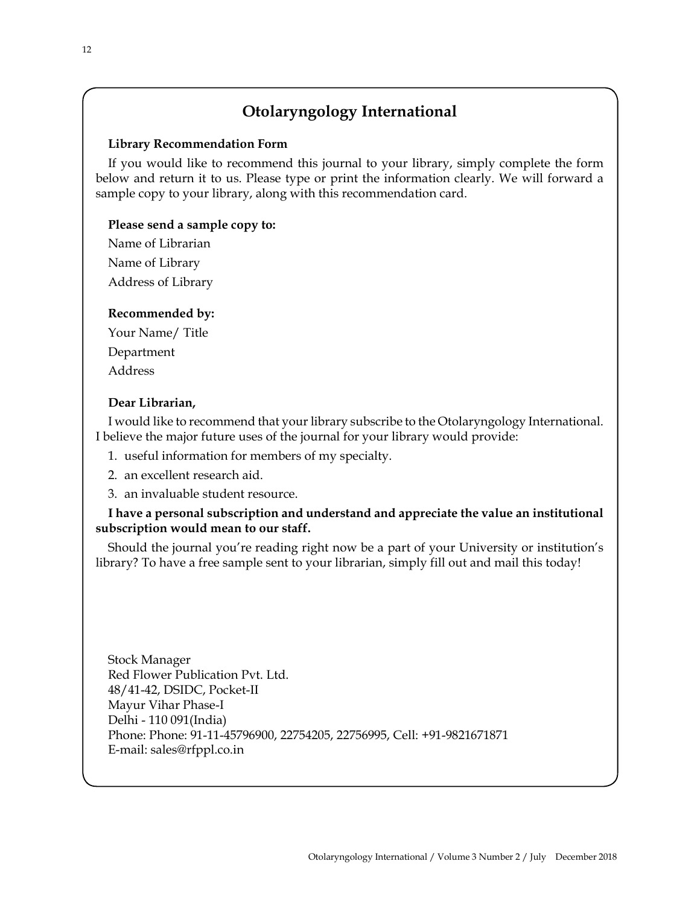# Otolaryngology International

**Library Recommendation Form**

If you would like to recommend this journal to your library, simply complete the form below and return it to us. Please type or print the information clearly. We will forward a sample copy to your library, along with this recommendation card.

**Please send a sample copy to:**

Name of Librarian

Name of Library

Address of Library

**Recommended by:**

Your Name/ Title

Department

Address

**Dear Librarian,**

I would like to recommend that your library subscribe to the Otolaryngology International. I believe the major future uses of the journal for your library would provide:

1. useful information for members of my specialty.
2. an excellent research aid.
3. an invaluable student resource.

**I have a personal subscription and understand and appreciate the value an institutional subscription would mean to our staff.**

Should the journal you're reading right now be a part of your University or institution's library? To have a free sample sent to your librarian, simply fill out and mail this today!

Stock Manager
Red Flower Publication Pvt. Ltd.
48/41-42, DSIDC, Pocket-II
Mayur Vihar Phase-I
Delhi - 110 091(India)
Phone: Phone: 91-11-45796900, 22754205, 22756995, Cell: +91-9821671871
E-mail: sales@rfppl.co.in